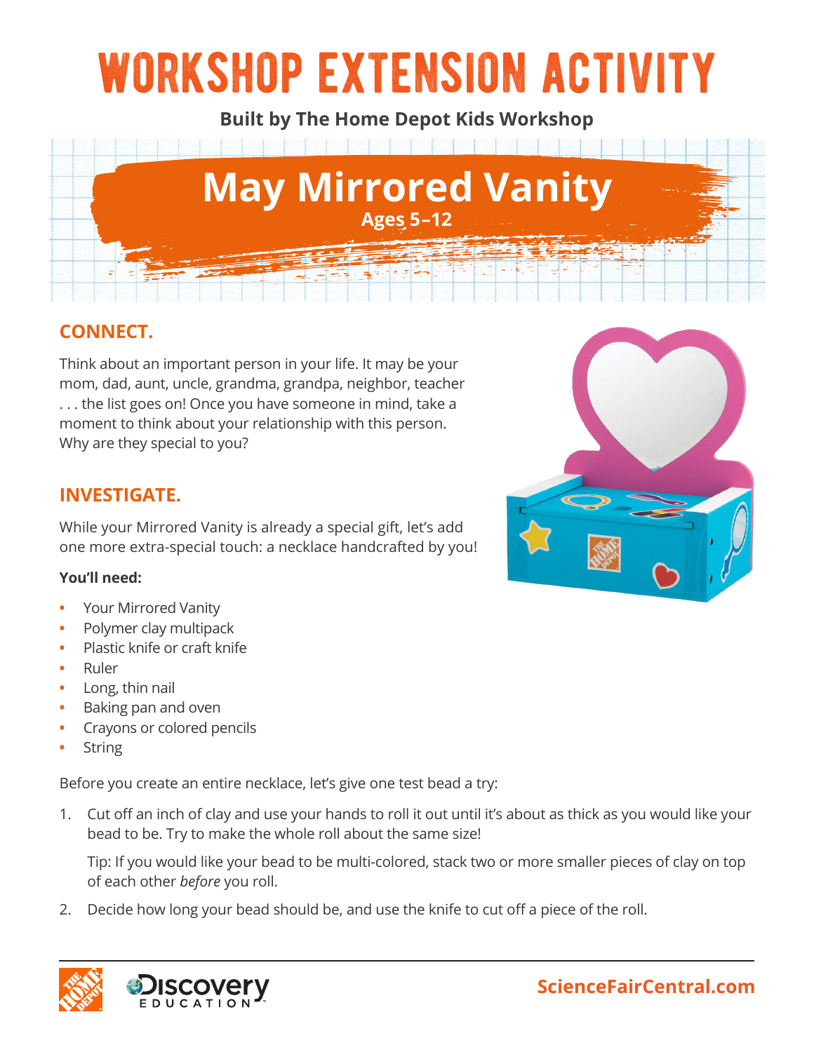# WORKSHOP EXTENSION ACTIVITY

**Built by The Home Depot Kids Workshop**

## May Mirrored Vanity

**Ages 5–12**

### CONNECT.

Think about an important person in your life. It may be your mom, dad, aunt, uncle, grandma, grandpa, neighbor, teacher . . . the list goes on! Once you have someone in mind, take a moment to think about your relationship with this person. Why are they special to you?

### INVESTIGATE.

While your Mirrored Vanity is already a special gift, let's add one more extra-special touch: a necklace handcrafted by you!

**You'll need:**

- Your Mirrored Vanity
- Polymer clay multipack
- Plastic knife or craft knife
- Ruler
- Long, thin nail
- Baking pan and oven
- Crayons or colored pencils
- String

Before you create an entire necklace, let's give one test bead a try:

1. Cut off an inch of clay and use your hands to roll it out until it's about as thick as you would like your bead to be. Try to make the whole roll about the same size!

   Tip: If you would like your bead to be multi-colored, stack two or more smaller pieces of clay on top of each other *before* you roll.

2. Decide how long your bead should be, and use the knife to cut off a piece of the roll.

ScienceFairCentral.com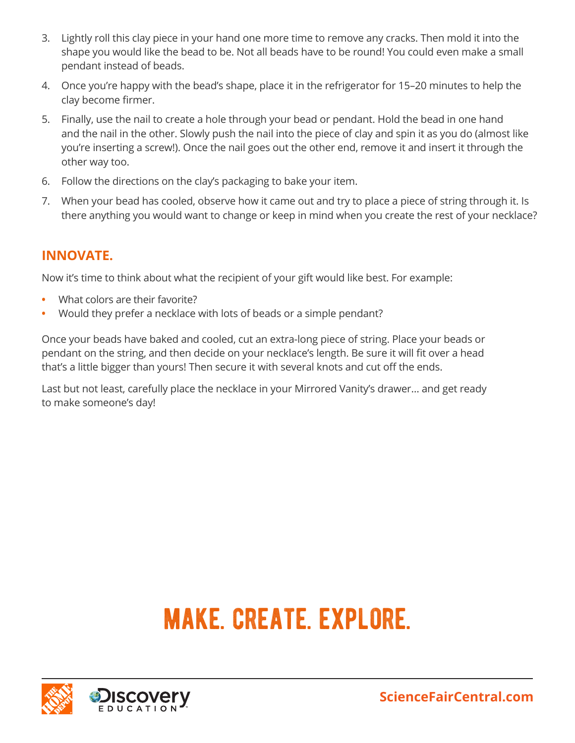3. Lightly roll this clay piece in your hand one more time to remove any cracks. Then mold it into the shape you would like the bead to be. Not all beads have to be round! You could even make a small pendant instead of beads.
4. Once you're happy with the bead's shape, place it in the refrigerator for 15–20 minutes to help the clay become firmer.
5. Finally, use the nail to create a hole through your bead or pendant. Hold the bead in one hand and the nail in the other. Slowly push the nail into the piece of clay and spin it as you do (almost like you're inserting a screw!). Once the nail goes out the other end, remove it and insert it through the other way too.
6. Follow the directions on the clay's packaging to bake your item.
7. When your bead has cooled, observe how it came out and try to place a piece of string through it. Is there anything you would want to change or keep in mind when you create the rest of your necklace?

## INNOVATE.

Now it's time to think about what the recipient of your gift would like best. For example:

- What colors are their favorite?
- Would they prefer a necklace with lots of beads or a simple pendant?

Once your beads have baked and cooled, cut an extra-long piece of string. Place your beads or pendant on the string, and then decide on your necklace's length. Be sure it will fit over a head that's a little bigger than yours! Then secure it with several knots and cut off the ends.

Last but not least, carefully place the necklace in your Mirrored Vanity's drawer... and get ready to make someone's day!

MAKE. CREATE. EXPLORE.

ScienceFairCentral.com